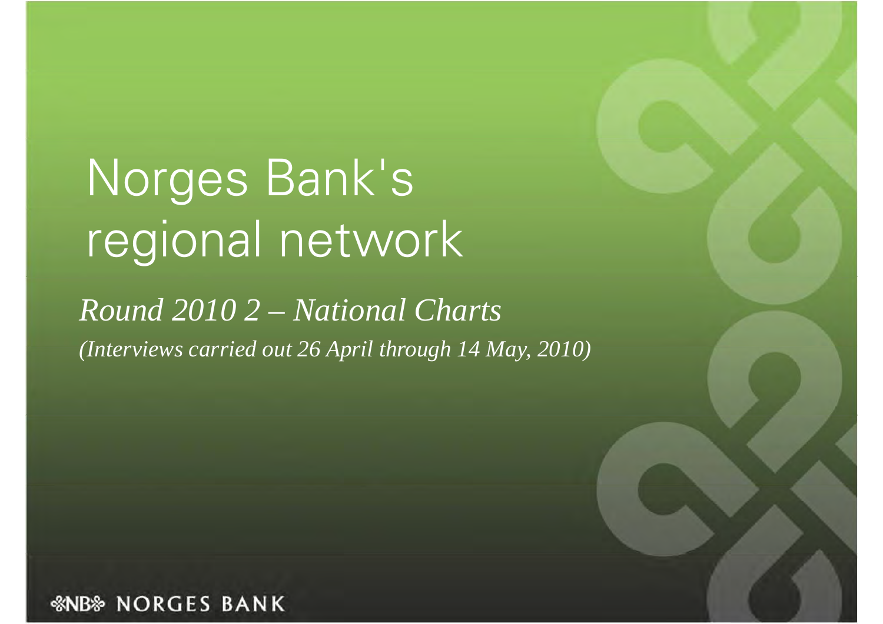# Norges Bank's regional network

*Round 2010 2 – National Charts*

*(Interviews carried out 26 April through 14 May, 2010)*

NORGES BANK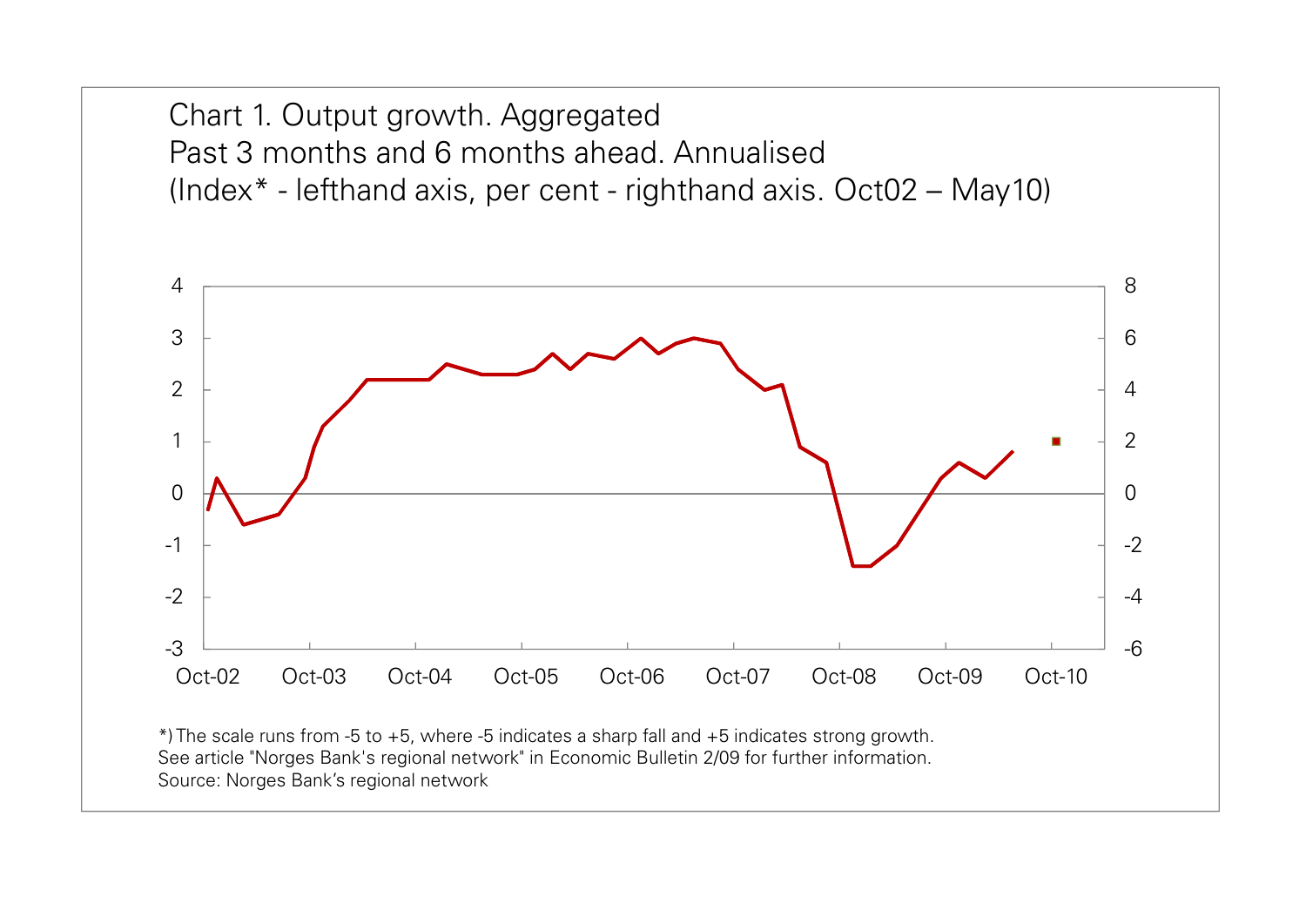Chart 1. Output growth. Aggregated
Past 3 months and 6 months ahead. Annualised
(Index* - lefthand axis, per cent - righthand axis. Oct02 – May10)

*) The scale runs from -5 to +5, where -5 indicates a sharp fall and +5 indicates strong growth.
See article "Norges Bank's regional network" in Economic Bulletin 2/09 for further information.
Source: Norges Bank's regional network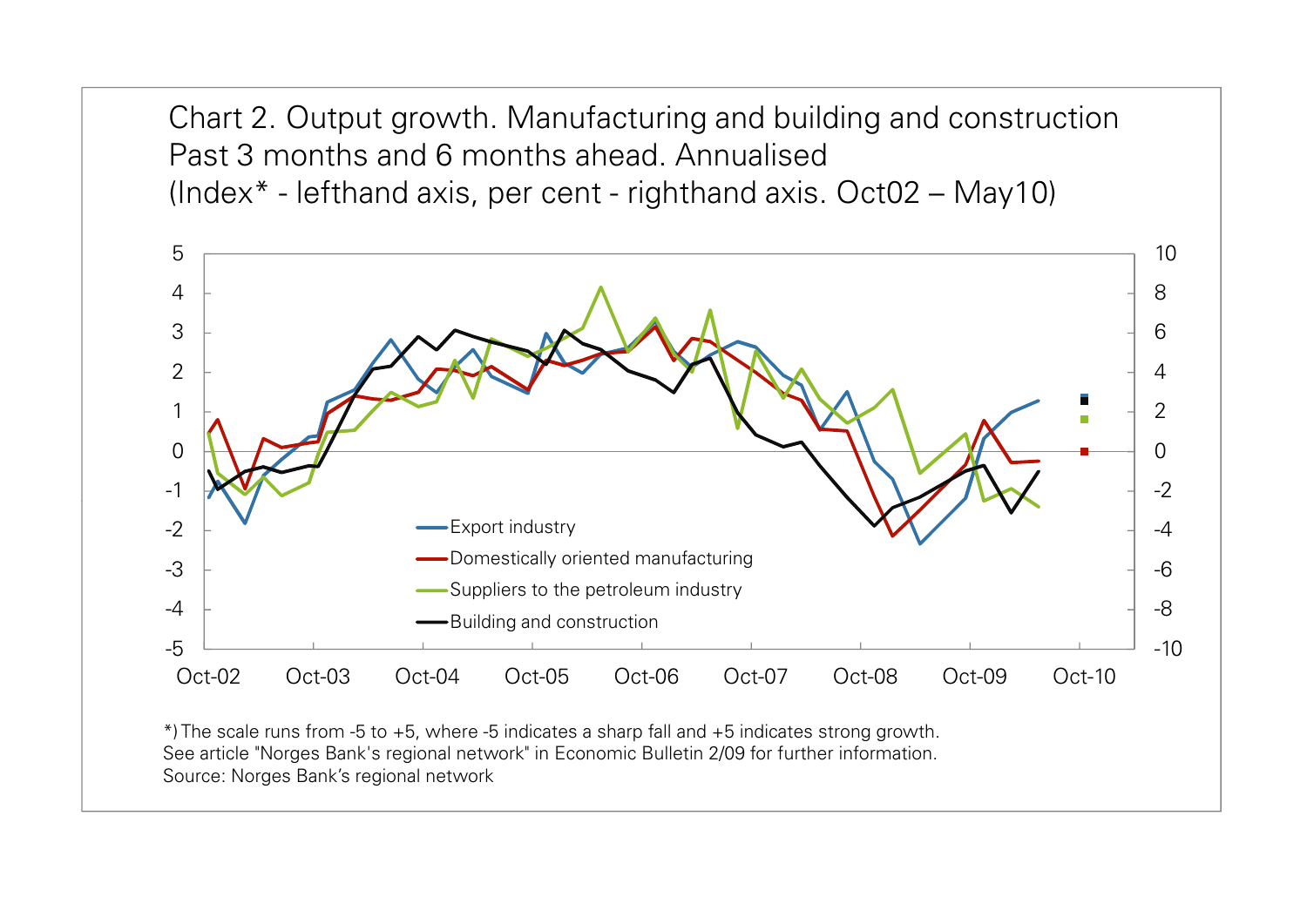Chart 2. Output growth. Manufacturing and building and construction
Past 3 months and 6 months ahead. Annualised
(Index* - lefthand axis, per cent - righthand axis. Oct02 – May10)

*) The scale runs from -5 to +5, where -5 indicates a sharp fall and +5 indicates strong growth.
See article "Norges Bank's regional network" in Economic Bulletin 2/09 for further information.
Source: Norges Bank's regional network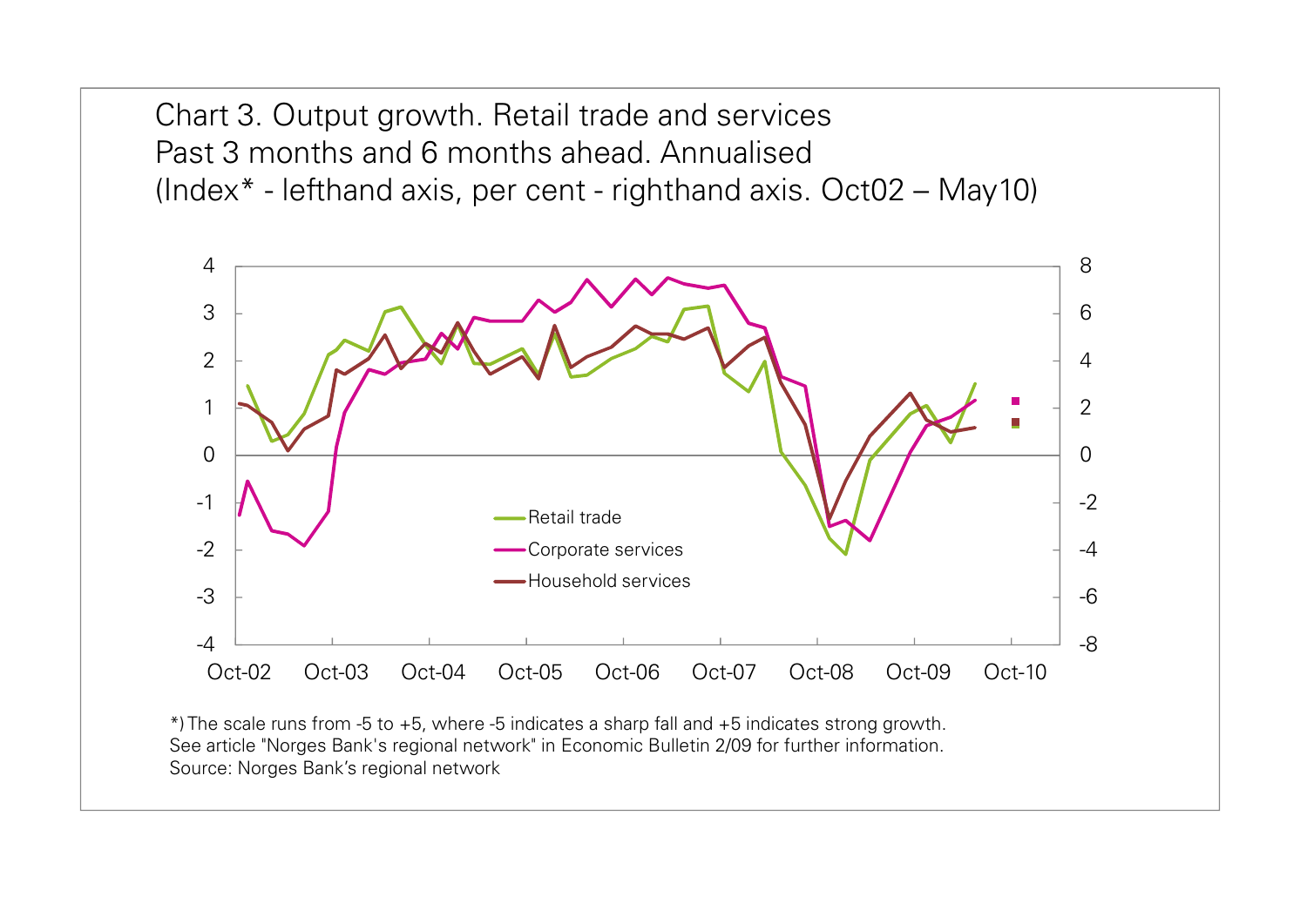Chart 3. Output growth. Retail trade and services
Past 3 months and 6 months ahead. Annualised
(Index* - lefthand axis, per cent - righthand axis. Oct02 – May10)

*) The scale runs from -5 to +5, where -5 indicates a sharp fall and +5 indicates strong growth.
See article "Norges Bank's regional network" in Economic Bulletin 2/09 for further information.
Source: Norges Bank's regional network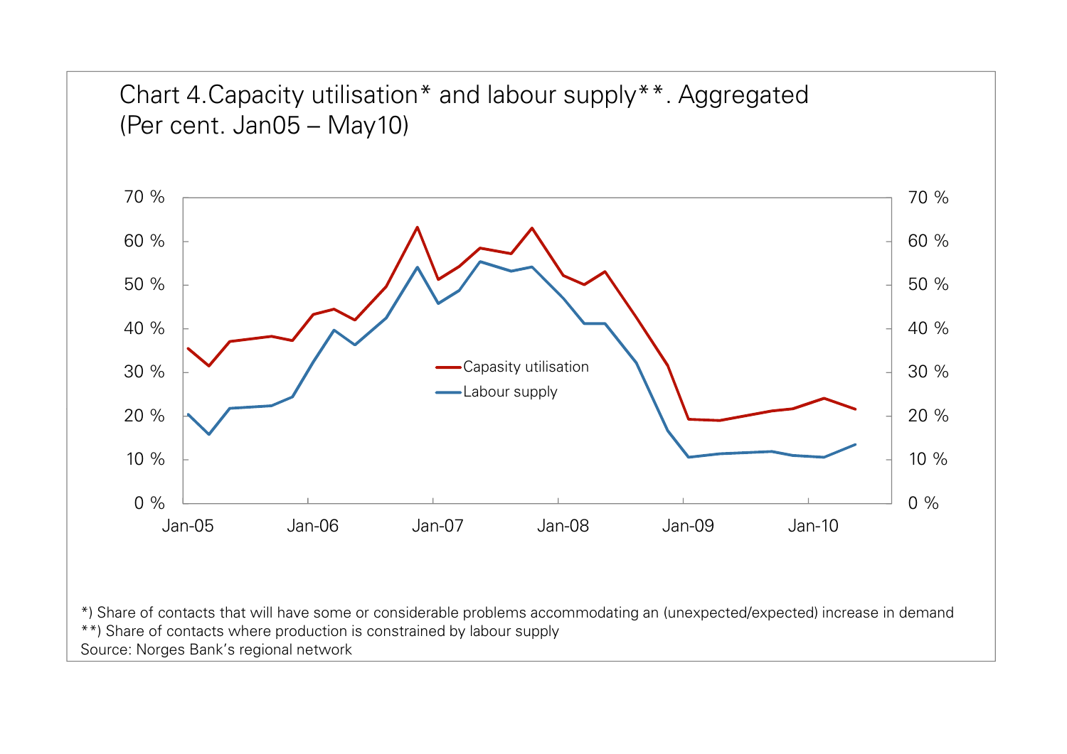Chart 4.Capacity utilisation* and labour supply**. Aggregated
(Per cent. Jan05 – May10)

*) Share of contacts that will have some or considerable problems accommodating an (unexpected/expected) increase in demand
**) Share of contacts where production is constrained by labour supply
Source: Norges Bank's regional network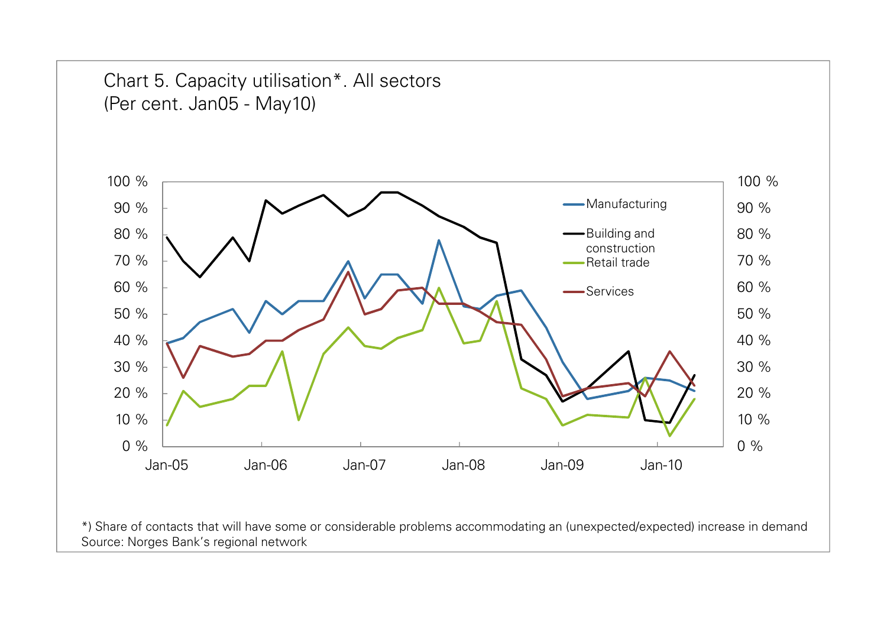Chart 5. Capacity utilisation*. All sectors
(Per cent. Jan05 - May10)

*) Share of contacts that will have some or considerable problems accommodating an (unexpected/expected) increase in demand
Source: Norges Bank's regional network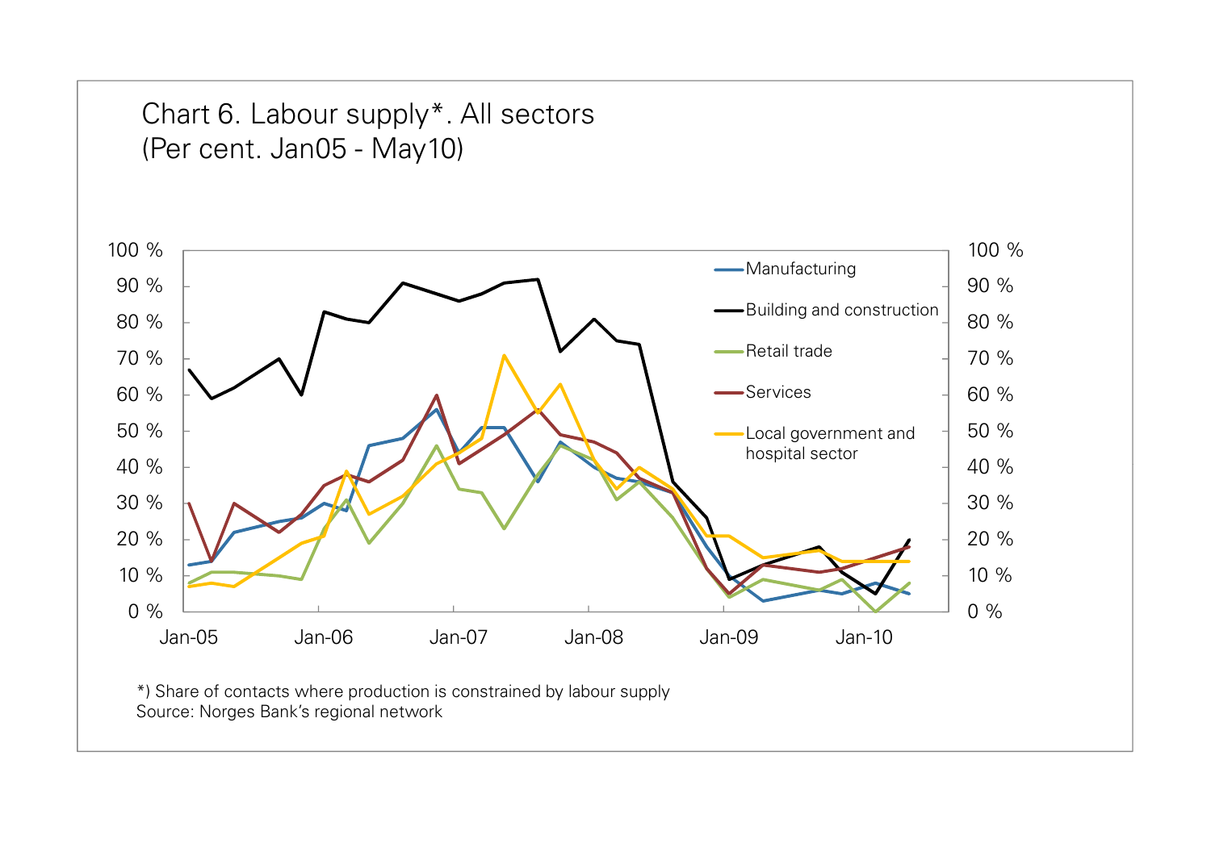Chart 6. Labour supply*. All sectors
(Per cent. Jan05 - May10)

*) Share of contacts where production is constrained by labour supply
Source: Norges Bank's regional network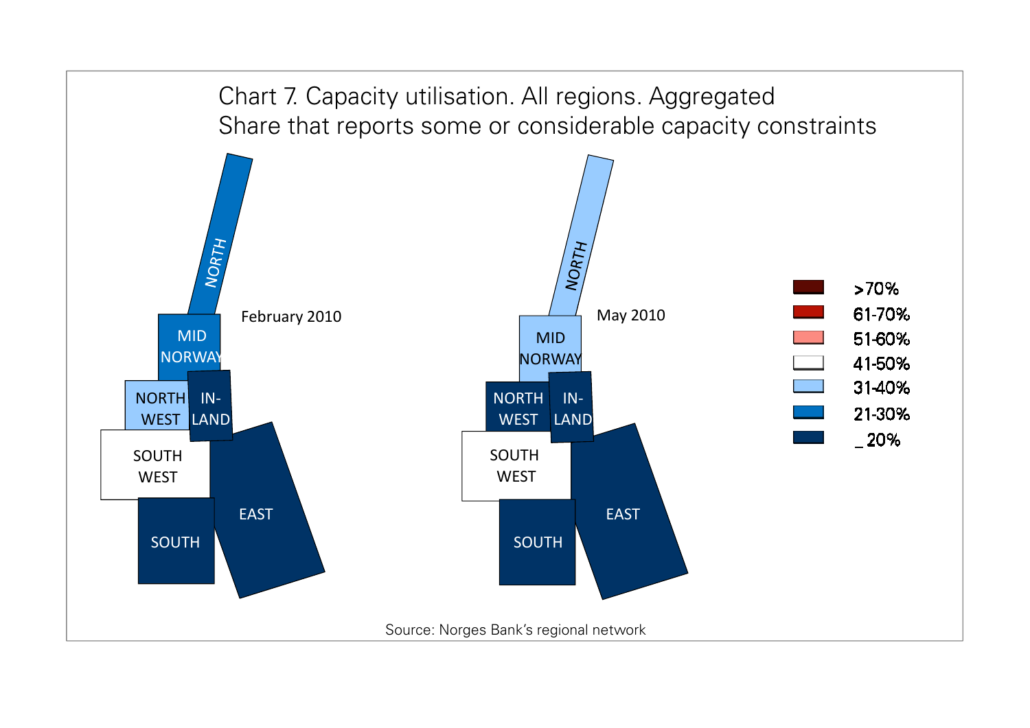Chart 7. Capacity utilisation. All regions. Aggregated
Share that reports some or considerable capacity constraints

February 2010

NORTH

MID NORWAY

NORTH WEST

IN-LAND

SOUTH WEST

EAST

SOUTH

May 2010

NORTH

MID NORWAY

NORTH WEST

IN-LAND

SOUTH WEST

EAST

SOUTH

>70%
61-70%
51-60%
41-50%
31-40%
21-30%
_ 20%

Source: Norges Bank's regional network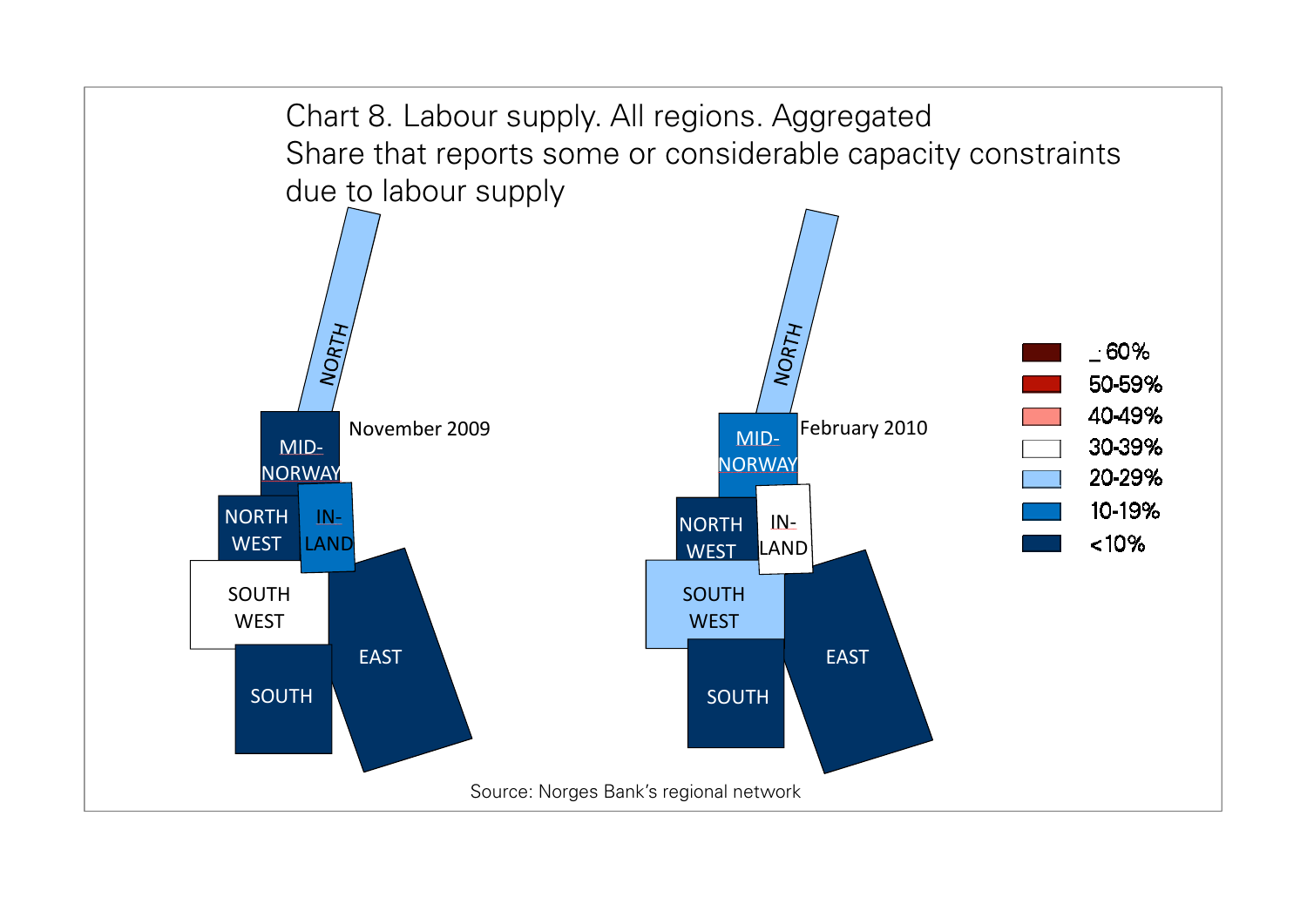Chart 8. Labour supply. All regions. Aggregated
Share that reports some or considerable capacity constraints due to labour supply

November 2009

February 2010

| Region | November 2009 | February 2010 |
| --- | --- | --- |
| NORTH | 20-29% | 20-29% |
| MID-NORWAY | <10% | 10-19% |
| NORTH WEST | <10% | <10% |
| IN-LAND | 10-19% | 30-39% |
| SOUTH WEST | 30-39% | 20-29% |
| SOUTH | <10% | <10% |
| EAST | <10% | <10% |

Legend: ≥ 60%, 50-59%, 40-49%, 30-39%, 20-29%, 10-19%, <10%

Source: Norges Bank's regional network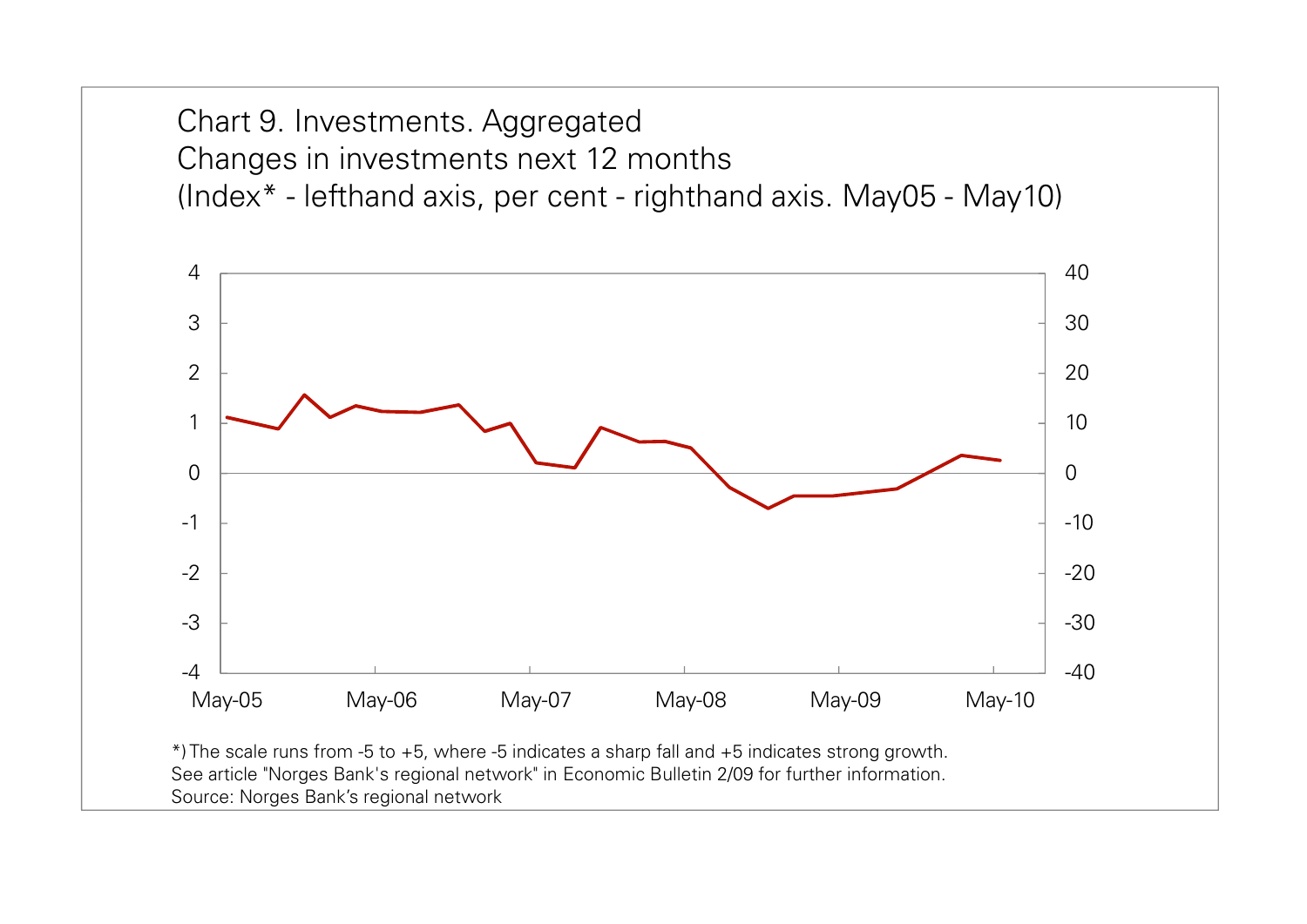Chart 9. Investments. Aggregated
Changes in investments next 12 months
(Index* - lefthand axis, per cent - righthand axis. May05 - May10)

*) The scale runs from -5 to +5, where -5 indicates a sharp fall and +5 indicates strong growth.
See article "Norges Bank's regional network" in Economic Bulletin 2/09 for further information.
Source: Norges Bank's regional network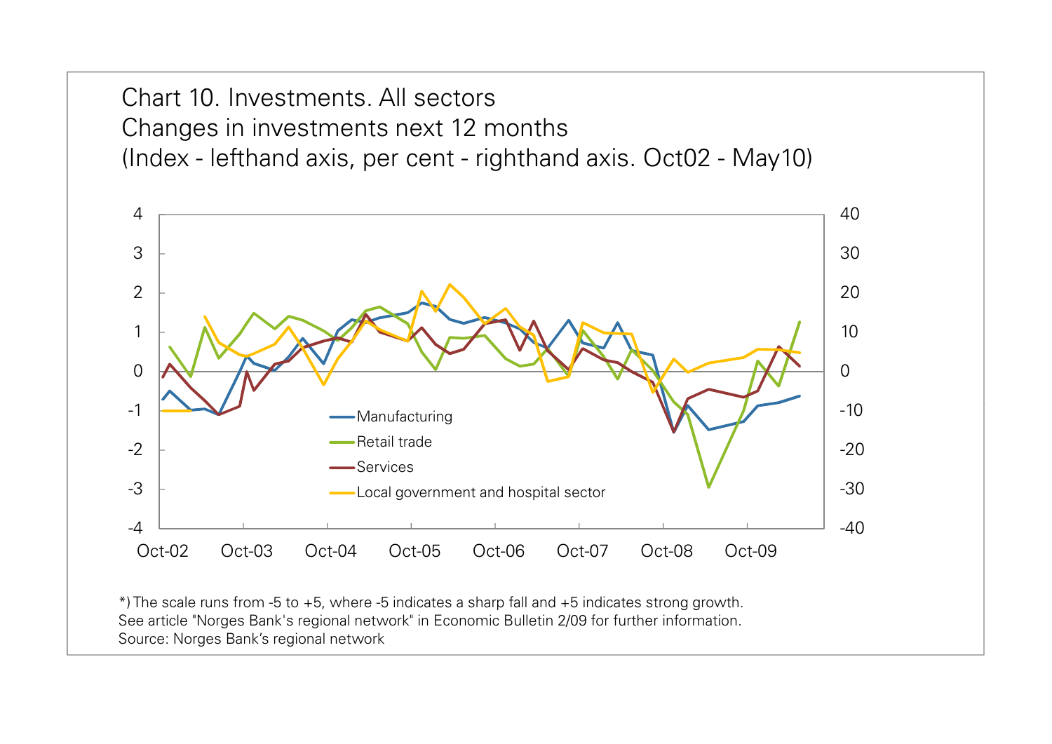Chart 10. Investments. All sectors
Changes in investments next 12 months
(Index - lefthand axis, per cent - righthand axis. Oct02 - May10)

*) The scale runs from -5 to +5, where -5 indicates a sharp fall and +5 indicates strong growth. See article "Norges Bank's regional network" in Economic Bulletin 2/09 for further information.
Source: Norges Bank's regional network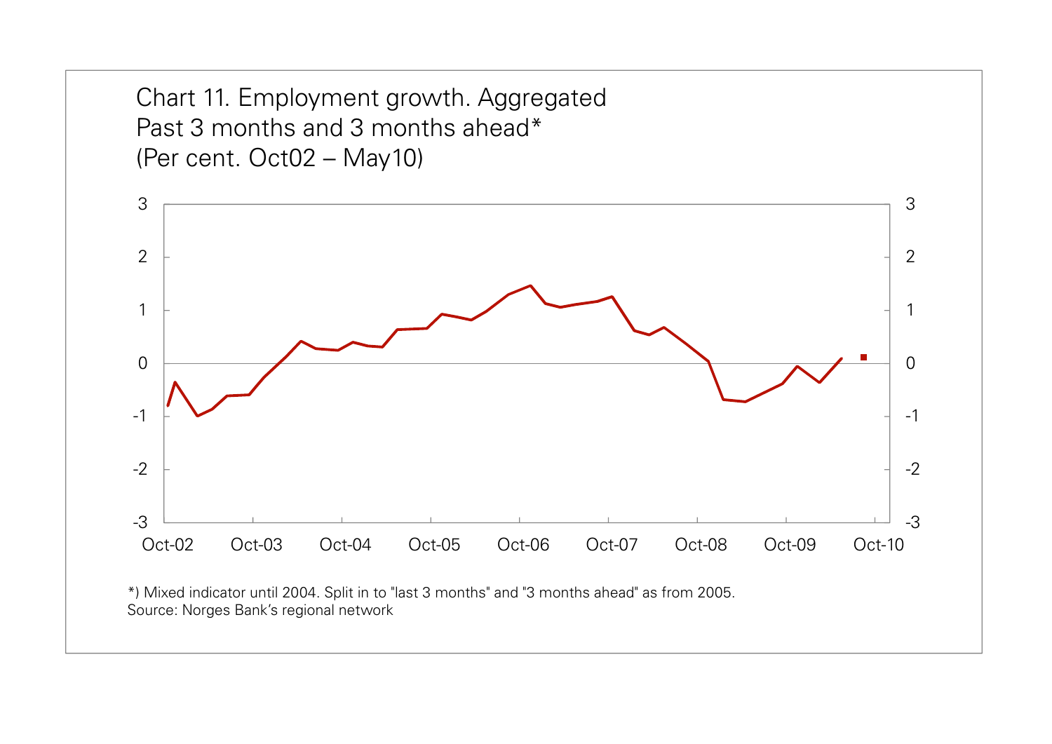Chart 11. Employment growth. Aggregated
Past 3 months and 3 months ahead*
(Per cent. Oct02 – May10)

*) Mixed indicator until 2004. Split in to "last 3 months" and "3 months ahead" as from 2005.
Source: Norges Bank's regional network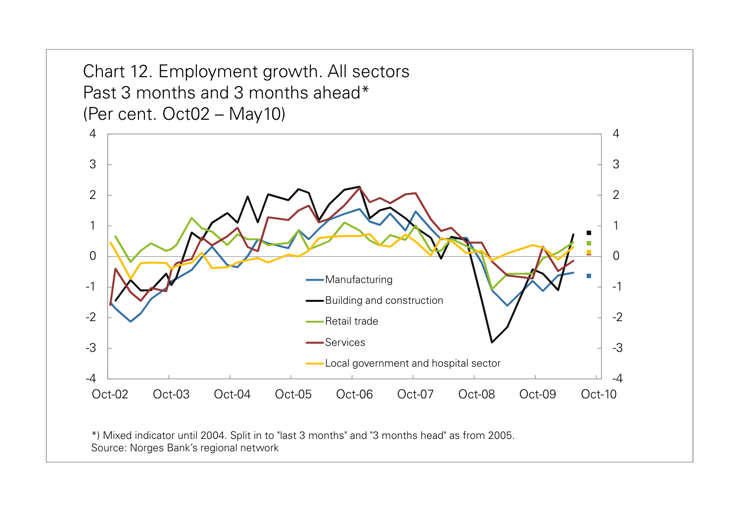Chart 12. Employment growth. All sectors
Past 3 months and 3 months ahead*
(Per cent. Oct02 – May10)

*) Mixed indicator until 2004. Split in to "last 3 months" and "3 months head" as from 2005.
Source: Norges Bank's regional network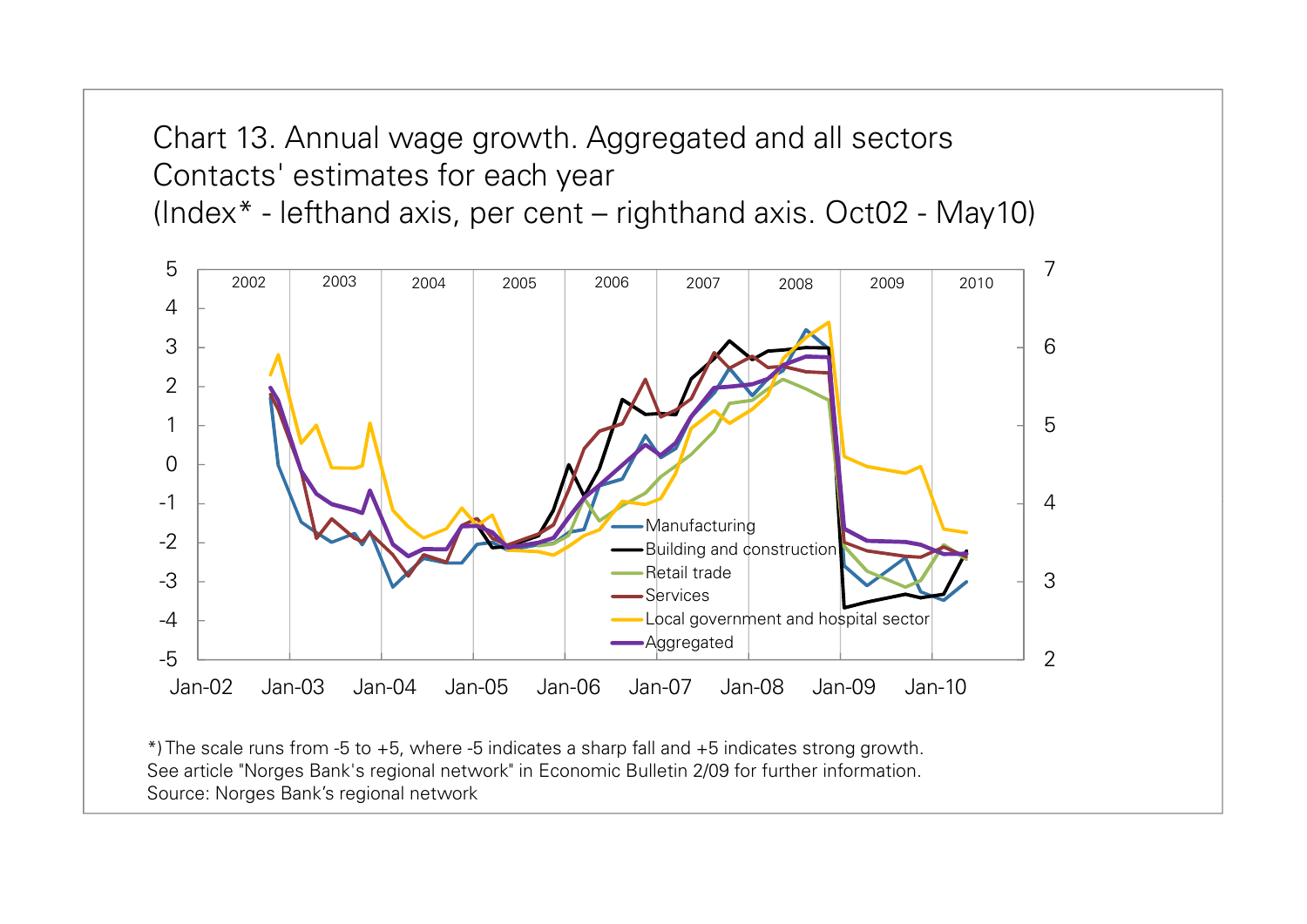Chart 13. Annual wage growth. Aggregated and all sectors
Contacts' estimates for each year
(Index* - lefthand axis, per cent – righthand axis. Oct02 - May10)

*) The scale runs from -5 to +5, where -5 indicates a sharp fall and +5 indicates strong growth.
See article "Norges Bank's regional network" in Economic Bulletin 2/09 for further information.
Source: Norges Bank's regional network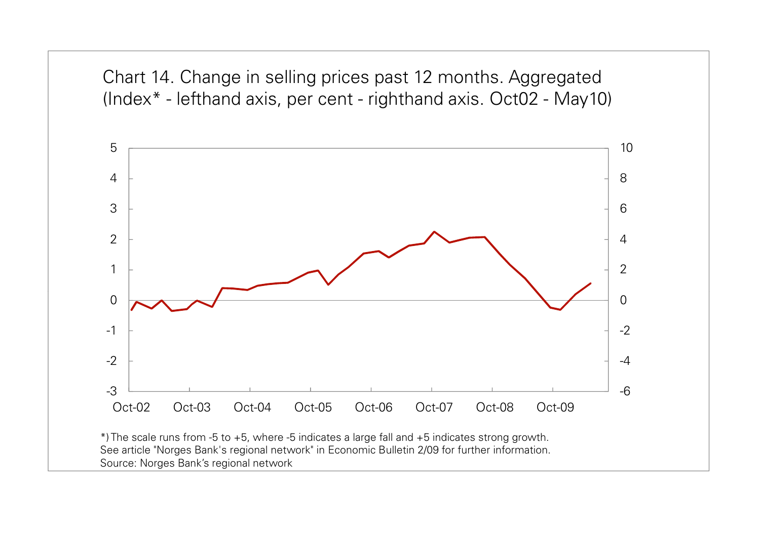Chart 14. Change in selling prices past 12 months. Aggregated
(Index* - lefthand axis, per cent - righthand axis. Oct02 - May10)

*) The scale runs from -5 to +5, where -5 indicates a large fall and +5 indicates strong growth.
See article "Norges Bank's regional network" in Economic Bulletin 2/09 for further information.
Source: Norges Bank's regional network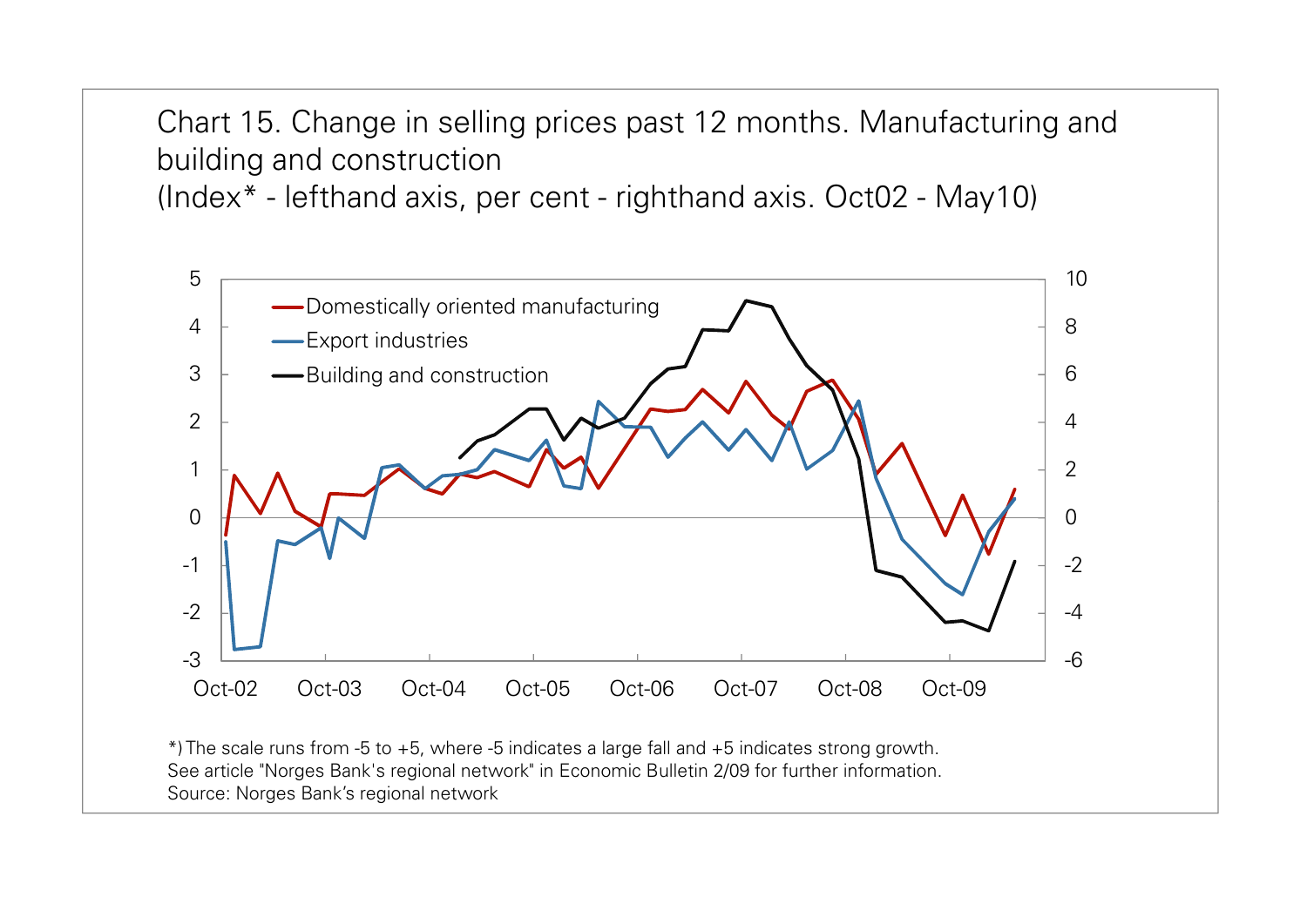Chart 15. Change in selling prices past 12 months. Manufacturing and building and construction
(Index* - lefthand axis, per cent - righthand axis. Oct02 - May10)

*) The scale runs from -5 to +5, where -5 indicates a large fall and +5 indicates strong growth.
See article "Norges Bank's regional network" in Economic Bulletin 2/09 for further information.
Source: Norges Bank's regional network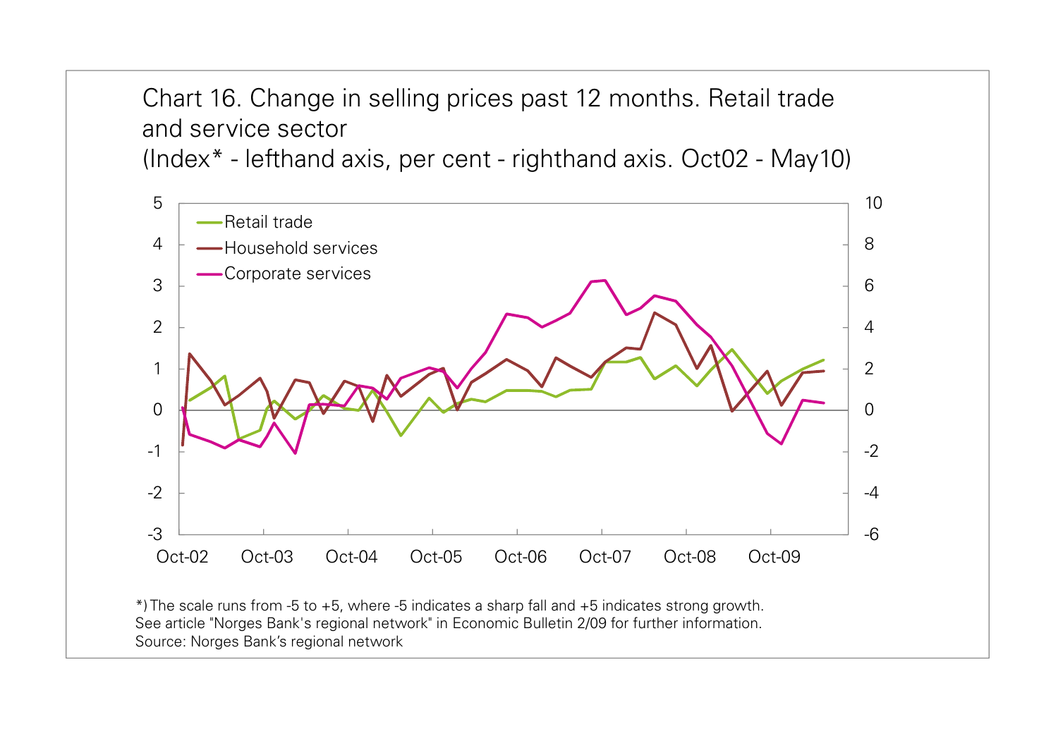Chart 16. Change in selling prices past 12 months. Retail trade and service sector
(Index* - lefthand axis, per cent - righthand axis. Oct02 - May10)

*) The scale runs from -5 to +5, where -5 indicates a sharp fall and +5 indicates strong growth.
See article "Norges Bank's regional network" in Economic Bulletin 2/09 for further information.
Source: Norges Bank's regional network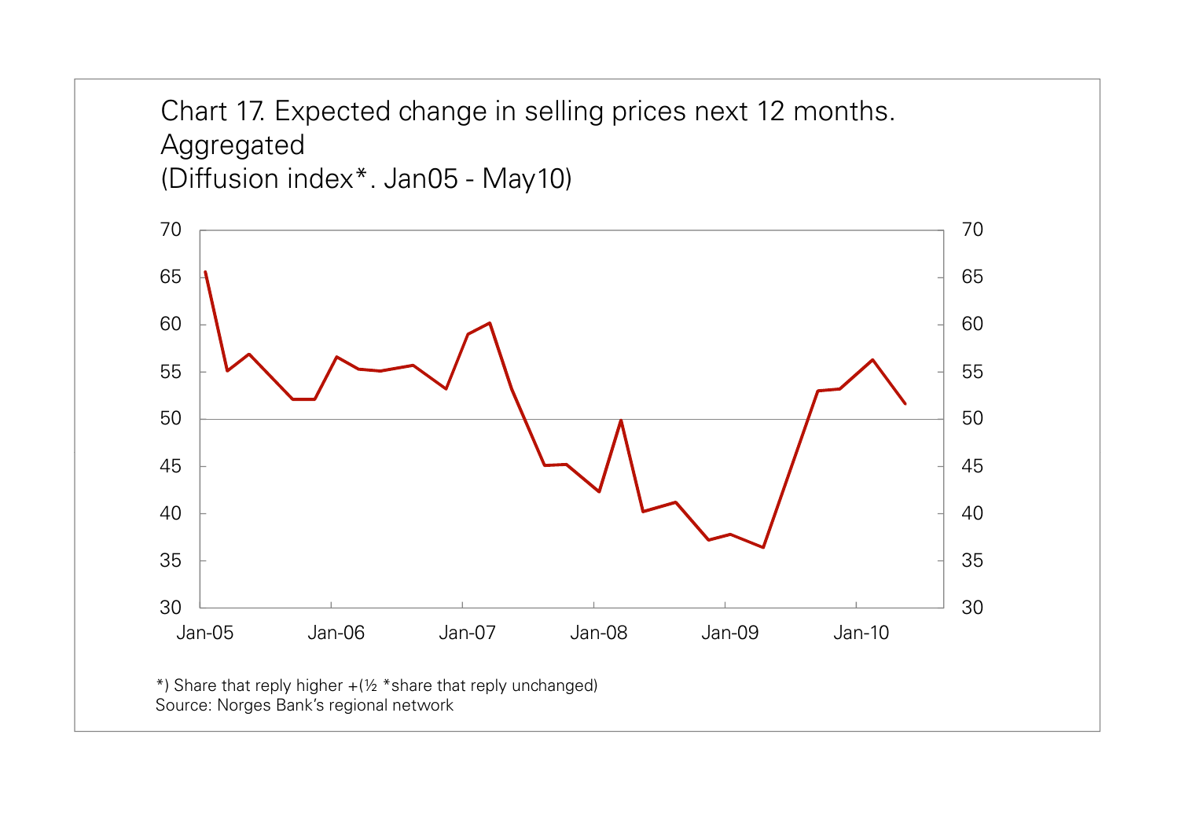Chart 17. Expected change in selling prices next 12 months. Aggregated
(Diffusion index*. Jan05 - May10)

*) Share that reply higher +(½ *share that reply unchanged)
Source: Norges Bank's regional network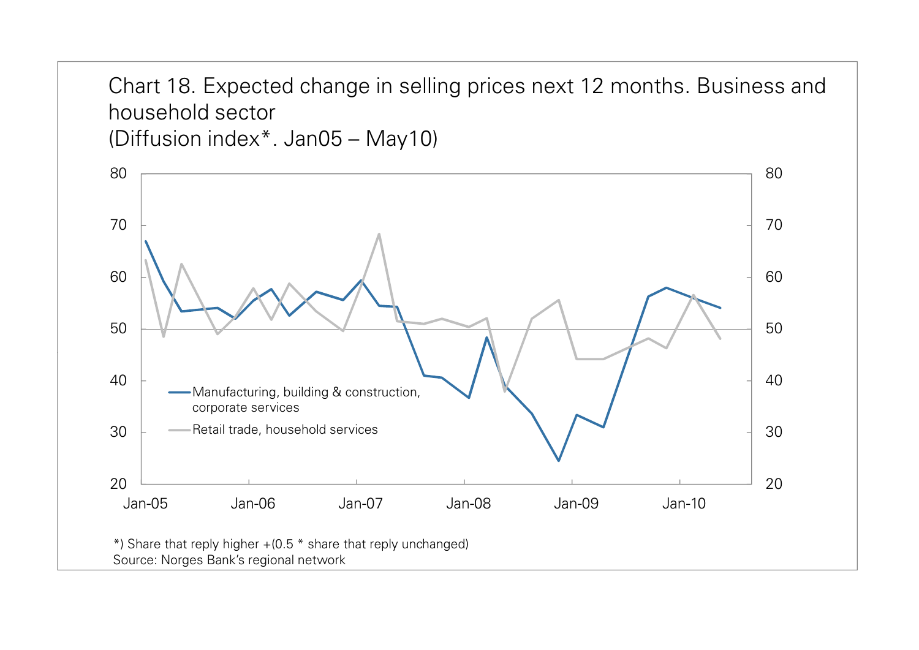Chart 18. Expected change in selling prices next 12 months. Business and household sector
(Diffusion index*. Jan05 – May10)

*) Share that reply higher +(0.5 * share that reply unchanged)
Source: Norges Bank's regional network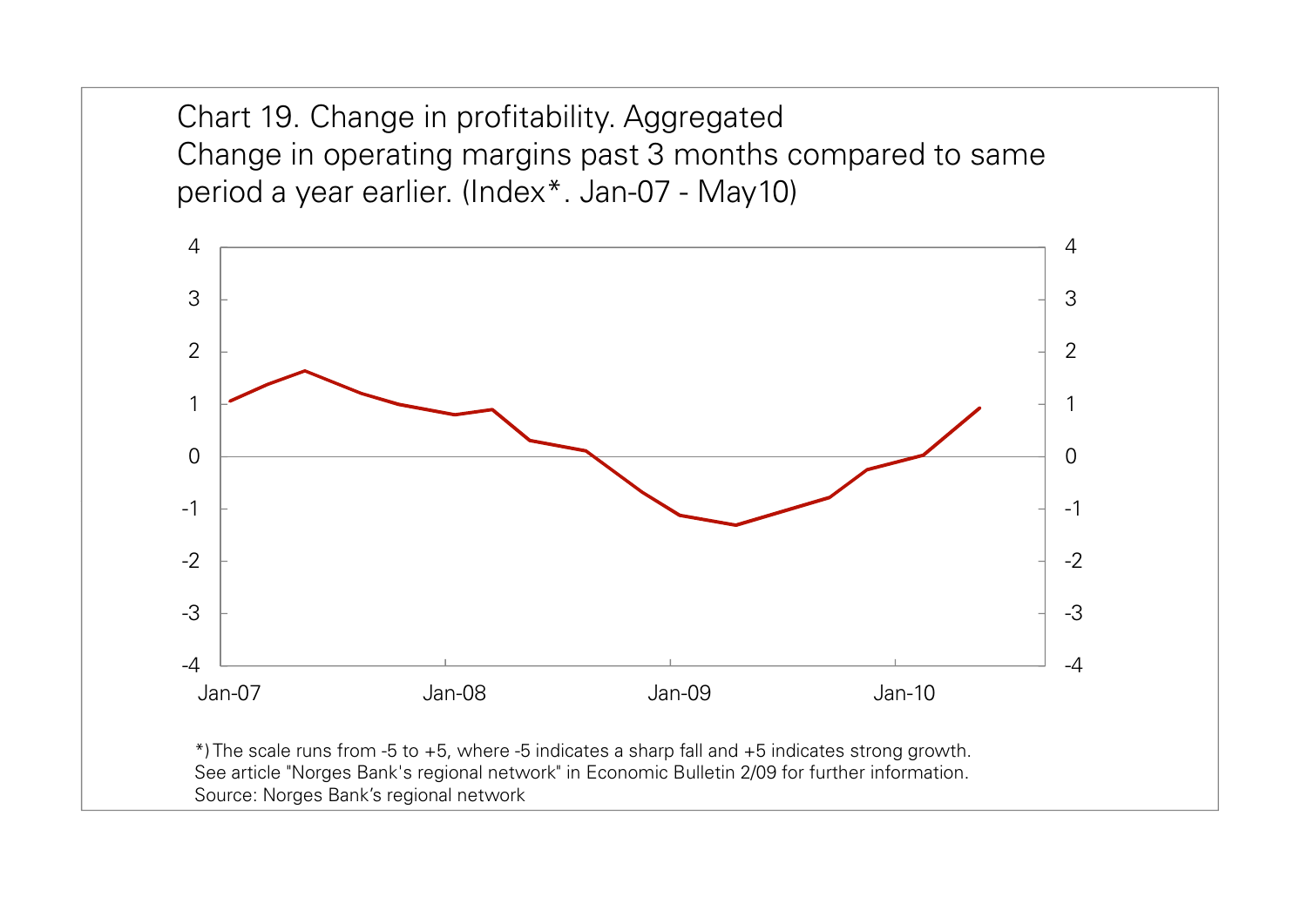Chart 19. Change in profitability. Aggregated
Change in operating margins past 3 months compared to same period a year earlier. (Index*. Jan-07 - May10)

4
3
2
1
0
-1
-2
-3
-4

Jan-07
Jan-08
Jan-09
Jan-10

*) The scale runs from -5 to +5, where -5 indicates a sharp fall and +5 indicates strong growth.
See article "Norges Bank's regional network" in Economic Bulletin 2/09 for further information.
Source: Norges Bank's regional network